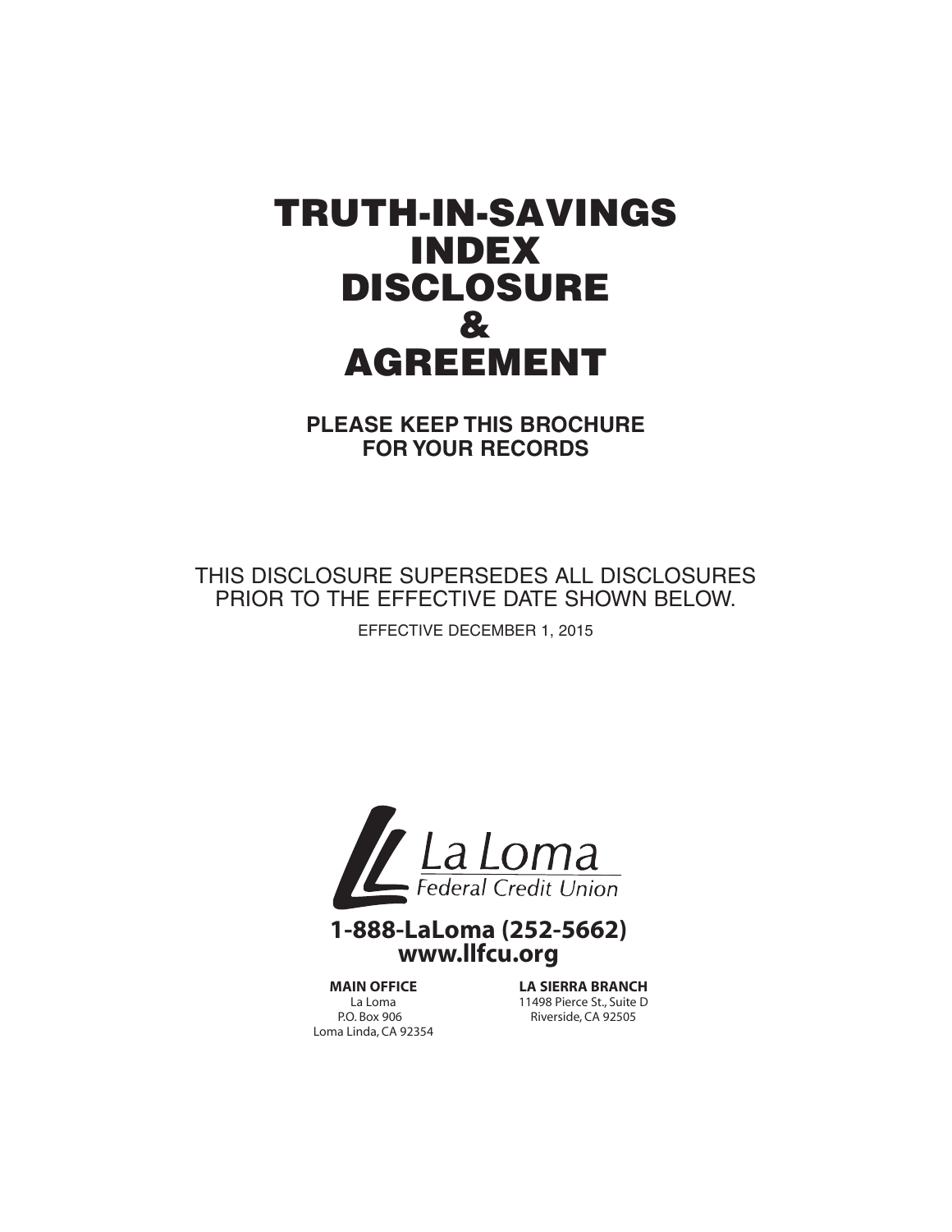# TRUTH-IN-SAVINGS INDEX DISCLOSURE & AGREEMENT

**PLEASE KEEP THIS BROCHURE FOR YOUR RECORDS**

THIS DISCLOSURE SUPERSEDES ALL DISCLOSURES PRIOR TO THE EFFECTIVE DATE SHOWN BELOW.

EFFECTIVE DECEMBER 1, 2015

La Loma Federal Credit Union

**1-888-LaLoma (252-5662)**
**www.llfcu.org**

**MAIN OFFICE**
La Loma
P.O. Box 906
Loma Linda, CA 92354

**LA SIERRA BRANCH**
11498 Pierce St., Suite D
Riverside, CA 92505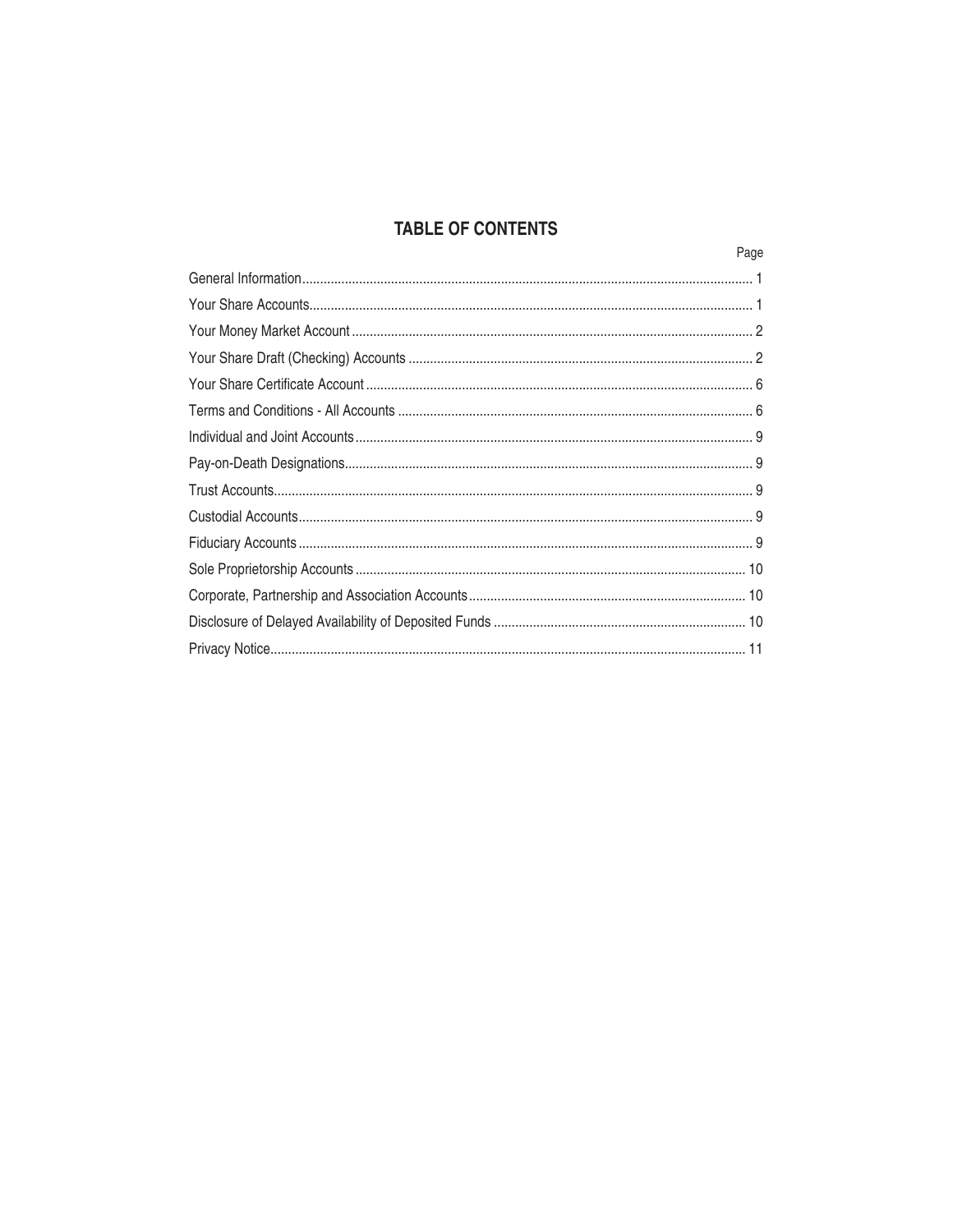# TABLE OF CONTENTS

| | Page |
|---|---|
| General Information | 1 |
| Your Share Accounts | 1 |
| Your Money Market Account | 2 |
| Your Share Draft (Checking) Accounts | 2 |
| Your Share Certificate Account | 6 |
| Terms and Conditions - All Accounts | 6 |
| Individual and Joint Accounts | 9 |
| Pay-on-Death Designations | 9 |
| Trust Accounts | 9 |
| Custodial Accounts | 9 |
| Fiduciary Accounts | 9 |
| Sole Proprietorship Accounts | 10 |
| Corporate, Partnership and Association Accounts | 10 |
| Disclosure of Delayed Availability of Deposited Funds | 10 |
| Privacy Notice | 11 |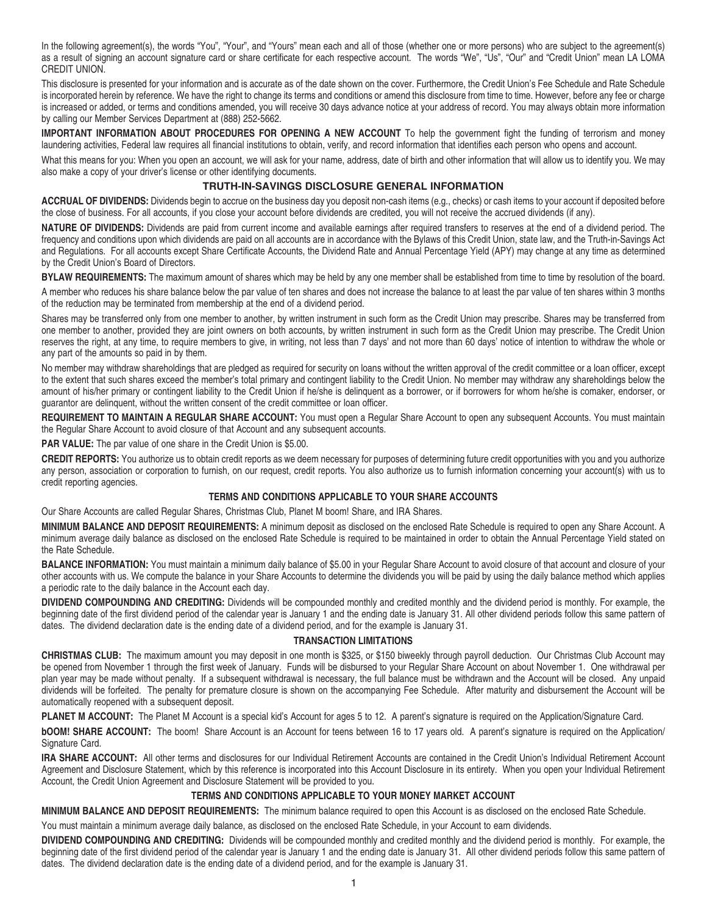In the following agreement(s), the words "You", "Your", and "Yours" mean each and all of those (whether one or more persons) who are subject to the agreement(s) as a result of signing an account signature card or share certificate for each respective account. The words "We", "Us", "Our" and "Credit Union" mean LA LOMA CREDIT UNION.

This disclosure is presented for your information and is accurate as of the date shown on the cover. Furthermore, the Credit Union's Fee Schedule and Rate Schedule is incorporated herein by reference. We have the right to change its terms and conditions or amend this disclosure from time to time. However, before any fee or charge is increased or added, or terms and conditions amended, you will receive 30 days advance notice at your address of record. You may always obtain more information by calling our Member Services Department at (888) 252-5662.

**IMPORTANT INFORMATION ABOUT PROCEDURES FOR OPENING A NEW ACCOUNT** To help the government fight the funding of terrorism and money laundering activities, Federal law requires all financial institutions to obtain, verify, and record information that identifies each person who opens and account.

What this means for you: When you open an account, we will ask for your name, address, date of birth and other information that will allow us to identify you. We may also make a copy of your driver's license or other identifying documents.

## TRUTH-IN-SAVINGS DISCLOSURE GENERAL INFORMATION

**ACCRUAL OF DIVIDENDS:** Dividends begin to accrue on the business day you deposit non-cash items (e.g., checks) or cash items to your account if deposited before the close of business. For all accounts, if you close your account before dividends are credited, you will not receive the accrued dividends (if any).

**NATURE OF DIVIDENDS:** Dividends are paid from current income and available earnings after required transfers to reserves at the end of a dividend period. The frequency and conditions upon which dividends are paid on all accounts are in accordance with the Bylaws of this Credit Union, state law, and the Truth-in-Savings Act and Regulations. For all accounts except Share Certificate Accounts, the Dividend Rate and Annual Percentage Yield (APY) may change at any time as determined by the Credit Union's Board of Directors.

**BYLAW REQUIREMENTS:** The maximum amount of shares which may be held by any one member shall be established from time to time by resolution of the board.

A member who reduces his share balance below the par value of ten shares and does not increase the balance to at least the par value of ten shares within 3 months of the reduction may be terminated from membership at the end of a dividend period.

Shares may be transferred only from one member to another, by written instrument in such form as the Credit Union may prescribe. Shares may be transferred from one member to another, provided they are joint owners on both accounts, by written instrument in such form as the Credit Union may prescribe. The Credit Union reserves the right, at any time, to require members to give, in writing, not less than 7 days' and not more than 60 days' notice of intention to withdraw the whole or any part of the amounts so paid in by them.

No member may withdraw shareholdings that are pledged as required for security on loans without the written approval of the credit committee or a loan officer, except to the extent that such shares exceed the member's total primary and contingent liability to the Credit Union. No member may withdraw any shareholdings below the amount of his/her primary or contingent liability to the Credit Union if he/she is delinquent as a borrower, or if borrowers for whom he/she is comaker, endorser, or guarantor are delinquent, without the written consent of the credit committee or loan officer.

**REQUIREMENT TO MAINTAIN A REGULAR SHARE ACCOUNT:** You must open a Regular Share Account to open any subsequent Accounts. You must maintain the Regular Share Account to avoid closure of that Account and any subsequent accounts.

**PAR VALUE:** The par value of one share in the Credit Union is $5.00.

**CREDIT REPORTS:** You authorize us to obtain credit reports as we deem necessary for purposes of determining future credit opportunities with you and you authorize any person, association or corporation to furnish, on our request, credit reports. You also authorize us to furnish information concerning your account(s) with us to credit reporting agencies.

## TERMS AND CONDITIONS APPLICABLE TO YOUR SHARE ACCOUNTS

Our Share Accounts are called Regular Shares, Christmas Club, Planet M boom! Share, and IRA Shares.

**MINIMUM BALANCE AND DEPOSIT REQUIREMENTS:** A minimum deposit as disclosed on the enclosed Rate Schedule is required to open any Share Account. A minimum average daily balance as disclosed on the enclosed Rate Schedule is required to be maintained in order to obtain the Annual Percentage Yield stated on the Rate Schedule.

**BALANCE INFORMATION:** You must maintain a minimum daily balance of $5.00 in your Regular Share Account to avoid closure of that account and closure of your other accounts with us. We compute the balance in your Share Accounts to determine the dividends you will be paid by using the daily balance method which applies a periodic rate to the daily balance in the Account each day.

**DIVIDEND COMPOUNDING AND CREDITING:** Dividends will be compounded monthly and credited monthly and the dividend period is monthly. For example, the beginning date of the first dividend period of the calendar year is January 1 and the ending date is January 31. All other dividend periods follow this same pattern of dates. The dividend declaration date is the ending date of a dividend period, and for the example is January 31.

## TRANSACTION LIMITATIONS

**CHRISTMAS CLUB:** The maximum amount you may deposit in one month is $325, or $150 biweekly through payroll deduction. Our Christmas Club Account may be opened from November 1 through the first week of January. Funds will be disbursed to your Regular Share Account on about November 1. One withdrawal per plan year may be made without penalty. If a subsequent withdrawal is necessary, the full balance must be withdrawn and the Account will be closed. Any unpaid dividends will be forfeited. The penalty for premature closure is shown on the accompanying Fee Schedule. After maturity and disbursement the Account will be automatically reopened with a subsequent deposit.

**PLANET M ACCOUNT:** The Planet M Account is a special kid's Account for ages 5 to 12. A parent's signature is required on the Application/Signature Card.

**bOOM! SHARE ACCOUNT:** The boom! Share Account is an Account for teens between 16 to 17 years old. A parent's signature is required on the Application/ Signature Card.

**IRA SHARE ACCOUNT:** All other terms and disclosures for our Individual Retirement Accounts are contained in the Credit Union's Individual Retirement Account Agreement and Disclosure Statement, which by this reference is incorporated into this Account Disclosure in its entirety. When you open your Individual Retirement Account, the Credit Union Agreement and Disclosure Statement will be provided to you.

## TERMS AND CONDITIONS APPLICABLE TO YOUR MONEY MARKET ACCOUNT

**MINIMUM BALANCE AND DEPOSIT REQUIREMENTS:** The minimum balance required to open this Account is as disclosed on the enclosed Rate Schedule.

You must maintain a minimum average daily balance, as disclosed on the enclosed Rate Schedule, in your Account to earn dividends.

**DIVIDEND COMPOUNDING AND CREDITING:** Dividends will be compounded monthly and credited monthly and the dividend period is monthly. For example, the beginning date of the first dividend period of the calendar year is January 1 and the ending date is January 31. All other dividend periods follow this same pattern of dates. The dividend declaration date is the ending date of a dividend period, and for the example is January 31.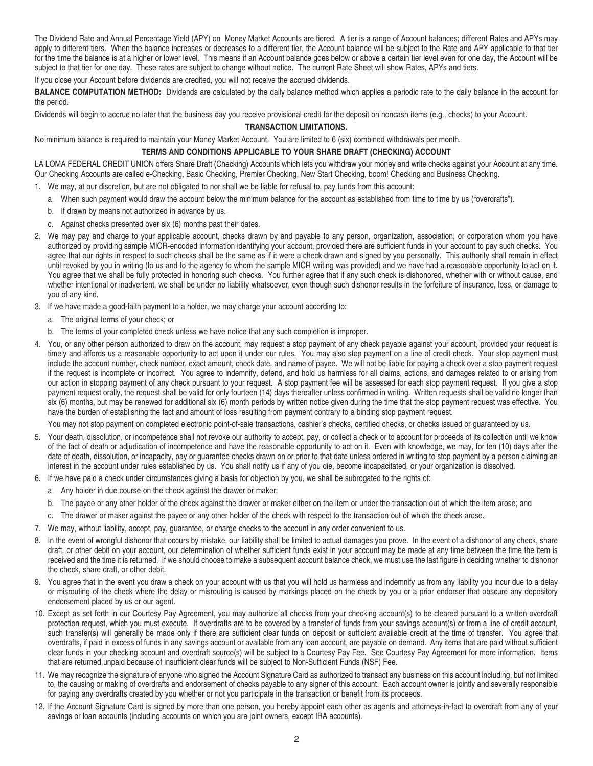The Dividend Rate and Annual Percentage Yield (APY) on Money Market Accounts are tiered. A tier is a range of Account balances; different Rates and APYs may apply to different tiers. When the balance increases or decreases to a different tier, the Account balance will be subject to the Rate and APY applicable to that tier for the time the balance is at a higher or lower level. This means if an Account balance goes below or above a certain tier level even for one day, the Account will be subject to that tier for one day. These rates are subject to change without notice. The current Rate Sheet will show Rates, APYs and tiers.

If you close your Account before dividends are credited, you will not receive the accrued dividends.

**BALANCE COMPUTATION METHOD:** Dividends are calculated by the daily balance method which applies a periodic rate to the daily balance in the account for the period.

Dividends will begin to accrue no later that the business day you receive provisional credit for the deposit on noncash items (e.g., checks) to your Account.

### TRANSACTION LIMITATIONS.

No minimum balance is required to maintain your Money Market Account. You are limited to 6 (six) combined withdrawals per month.

### TERMS AND CONDITIONS APPLICABLE TO YOUR SHARE DRAFT (CHECKING) ACCOUNT

LA LOMA FEDERAL CREDIT UNION offers Share Draft (Checking) Accounts which lets you withdraw your money and write checks against your Account at any time. Our Checking Accounts are called e-Checking, Basic Checking, Premier Checking, New Start Checking, boom! Checking and Business Checking.

1. We may, at our discretion, but are not obligated to nor shall we be liable for refusal to, pay funds from this account:
   a. When such payment would draw the account below the minimum balance for the account as established from time to time by us ("overdrafts").
   b. If drawn by means not authorized in advance by us.
   c. Against checks presented over six (6) months past their dates.
2. We may pay and charge to your applicable account, checks drawn by and payable to any person, organization, association, or corporation whom you have authorized by providing sample MICR-encoded information identifying your account, provided there are sufficient funds in your account to pay such checks. You agree that our rights in respect to such checks shall be the same as if it were a check drawn and signed by you personally. This authority shall remain in effect until revoked by you in writing (to us and to the agency to whom the sample MICR writing was provided) and we have had a reasonable opportunity to act on it. You agree that we shall be fully protected in honoring such checks. You further agree that if any such check is dishonored, whether with or without cause, and whether intentional or inadvertent, we shall be under no liability whatsoever, even though such dishonor results in the forfeiture of insurance, loss, or damage to you of any kind.
3. If we have made a good-faith payment to a holder, we may charge your account according to:
   a. The original terms of your check; or
   b. The terms of your completed check unless we have notice that any such completion is improper.
4. You, or any other person authorized to draw on the account, may request a stop payment of any check payable against your account, provided your request is timely and affords us a reasonable opportunity to act upon it under our rules. You may also stop payment on a line of credit check. Your stop payment must include the account number, check number, exact amount, check date, and name of payee. We will not be liable for paying a check over a stop payment request if the request is incomplete or incorrect. You agree to indemnify, defend, and hold us harmless for all claims, actions, and damages related to or arising from our action in stopping payment of any check pursuant to your request. A stop payment fee will be assessed for each stop payment request. If you give a stop payment request orally, the request shall be valid for only fourteen (14) days thereafter unless confirmed in writing. Written requests shall be valid no longer than six (6) months, but may be renewed for additional six (6) month periods by written notice given during the time that the stop payment request was effective. You have the burden of establishing the fact and amount of loss resulting from payment contrary to a binding stop payment request.

   You may not stop payment on completed electronic point-of-sale transactions, cashier's checks, certified checks, or checks issued or guaranteed by us.
5. Your death, dissolution, or incompetence shall not revoke our authority to accept, pay, or collect a check or to account for proceeds of its collection until we know of the fact of death or adjudication of incompetence and have the reasonable opportunity to act on it. Even with knowledge, we may, for ten (10) days after the date of death, dissolution, or incapacity, pay or guarantee checks drawn on or prior to that date unless ordered in writing to stop payment by a person claiming an interest in the account under rules established by us. You shall notify us if any of you die, become incapacitated, or your organization is dissolved.
6. If we have paid a check under circumstances giving a basis for objection by you, we shall be subrogated to the rights of:
   a. Any holder in due course on the check against the drawer or maker;
   b. The payee or any other holder of the check against the drawer or maker either on the item or under the transaction out of which the item arose; and
   c. The drawer or maker against the payee or any other holder of the check with respect to the transaction out of which the check arose.
7. We may, without liability, accept, pay, guarantee, or charge checks to the account in any order convenient to us.
8. In the event of wrongful dishonor that occurs by mistake, our liability shall be limited to actual damages you prove. In the event of a dishonor of any check, share draft, or other debit on your account, our determination of whether sufficient funds exist in your account may be made at any time between the time the item is received and the time it is returned. If we should choose to make a subsequent account balance check, we must use the last figure in deciding whether to dishonor the check, share draft, or other debit.
9. You agree that in the event you draw a check on your account with us that you will hold us harmless and indemnify us from any liability you incur due to a delay or misrouting of the check where the delay or misrouting is caused by markings placed on the check by you or a prior endorser that obscure any depository endorsement placed by us or our agent.
10. Except as set forth in our Courtesy Pay Agreement, you may authorize all checks from your checking account(s) to be cleared pursuant to a written overdraft protection request, which you must execute. If overdrafts are to be covered by a transfer of funds from your savings account(s) or from a line of credit account, such transfer(s) will generally be made only if there are sufficient clear funds on deposit or sufficient available credit at the time of transfer. You agree that overdrafts, if paid in excess of funds in any savings account or available from any loan account, are payable on demand. Any items that are paid without sufficient clear funds in your checking account and overdraft source(s) will be subject to a Courtesy Pay Fee. See Courtesy Pay Agreement for more information. Items that are returned unpaid because of insufficient clear funds will be subject to Non-Sufficient Funds (NSF) Fee.
11. We may recognize the signature of anyone who signed the Account Signature Card as authorized to transact any business on this account including, but not limited to, the causing or making of overdrafts and endorsement of checks payable to any signer of this account. Each account owner is jointly and severally responsible for paying any overdrafts created by you whether or not you participate in the transaction or benefit from its proceeds.
12. If the Account Signature Card is signed by more than one person, you hereby appoint each other as agents and attorneys-in-fact to overdraft from any of your savings or loan accounts (including accounts on which you are joint owners, except IRA accounts).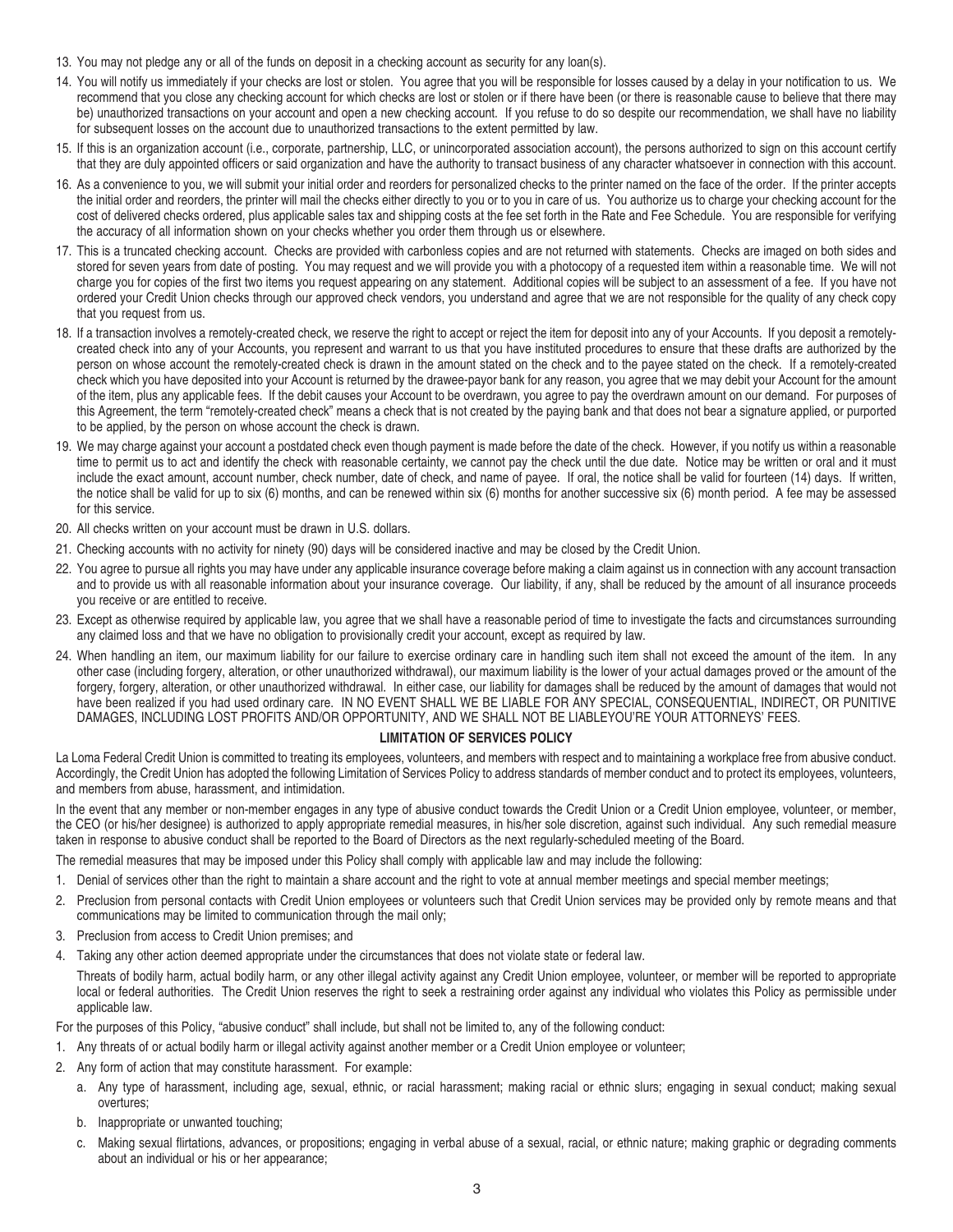13. You may not pledge any or all of the funds on deposit in a checking account as security for any loan(s).
14. You will notify us immediately if your checks are lost or stolen. You agree that you will be responsible for losses caused by a delay in your notification to us. We recommend that you close any checking account for which checks are lost or stolen or if there have been (or if there is reasonable cause to believe that there may be) unauthorized transactions on your account and open a new checking account. If you refuse to do so despite our recommendation, we shall have no liability for subsequent losses on the account due to unauthorized transactions to the extent permitted by law.
15. If this is an organization account (i.e., corporate, partnership, LLC, or unincorporated association account), the persons authorized to sign on this account certify that they are duly appointed officers or said organization and have the authority to transact business of any character whatsoever in connection with this account.
16. As a convenience to you, we will submit your initial order and reorders for personalized checks to the printer named on the face of the order. If the printer accepts the initial order and reorders, the printer will mail the checks either directly to you or to you in care of us. You authorize us to charge your checking account for the cost of delivered checks ordered, plus applicable sales tax and shipping costs at the fee set forth in the Rate and Fee Schedule. You are responsible for verifying the accuracy of all information shown on your checks whether you order them through us or elsewhere.
17. This is a truncated checking account. Checks are provided with carbonless copies and are not returned with statements. Checks are imaged on both sides and stored for seven years from date of posting. You may request and we will provide you with a photocopy of a requested item within a reasonable time. We will not charge you for copies of the first two items you request appearing on any statement. Additional copies will be subject to an assessment of a fee. If you have not ordered your Credit Union checks through our approved check vendors, you understand and agree that we are not responsible for the quality of any check copy that you request from us.
18. If a transaction involves a remotely-created check, we reserve the right to accept or reject the item for deposit into any of your Accounts. If you deposit a remotely-created check into any of your Accounts, you represent and warrant to us that you have instituted procedures to ensure that these drafts are authorized by the person on whose account the remotely-created check is drawn in the amount stated on the check and to the payee stated on the check. If a remotely-created check which you have deposited into your Account is returned by the drawee-payor bank for any reason, you agree that we may debit your Account for the amount of the item, plus any applicable fees. If the debit causes your Account to be overdrawn, you agree to pay the overdrawn amount on our demand. For purposes of this Agreement, the term "remotely-created check" means a check that is not created by the paying bank and that does not bear a signature applied, or purported to be applied, by the person on whose account the check is drawn.
19. We may charge against your account a postdated check even though payment is made before the date of the check. However, if you notify us within a reasonable time to permit us to act and identify the check with reasonable certainty, we cannot pay the check until the due date. Notice may be written or oral and it must include the exact amount, account number, check number, date of check, and name of payee. If oral, the notice shall be valid for fourteen (14) days. If written, the notice shall be valid for up to six (6) months, and can be renewed within six (6) months for another successive six (6) month period. A fee may be assessed for this service.
20. All checks written on your account must be drawn in U.S. dollars.
21. Checking accounts with no activity for ninety (90) days will be considered inactive and may be closed by the Credit Union.
22. You agree to pursue all rights you may have under any applicable insurance coverage before making a claim against us in connection with any account transaction and to provide us with all reasonable information about your insurance coverage. Our liability, if any, shall be reduced by the amount of all insurance proceeds you receive or are entitled to receive.
23. Except as otherwise required by applicable law, you agree that we shall have a reasonable period of time to investigate the facts and circumstances surrounding any claimed loss and that we have no obligation to provisionally credit your account, except as required by law.
24. When handling an item, our maximum liability for our failure to exercise ordinary care in handling such item shall not exceed the amount of the item. In any other case (including forgery, alteration, or other unauthorized withdrawal), our maximum liability is the lower of your actual damages proved or the amount of the forgery, forgery, alteration, or other unauthorized withdrawal. In either case, our liability for damages shall be reduced by the amount of damages that would not have been realized if you had used ordinary care. IN NO EVENT SHALL WE BE LIABLE FOR ANY SPECIAL, CONSEQUENTIAL, INDIRECT, OR PUNITIVE DAMAGES, INCLUDING LOST PROFITS AND/OR OPPORTUNITY, AND WE SHALL NOT BE LIABLEYOU'RE YOUR ATTORNEYS' FEES.

**LIMITATION OF SERVICES POLICY**

La Loma Federal Credit Union is committed to treating its employees, volunteers, and members with respect and to maintaining a workplace free from abusive conduct. Accordingly, the Credit Union has adopted the following Limitation of Services Policy to address standards of member conduct and to protect its employees, volunteers, and members from abuse, harassment, and intimidation.

In the event that any member or non-member engages in any type of abusive conduct towards the Credit Union or a Credit Union employee, volunteer, or member, the CEO (or his/her designee) is authorized to apply appropriate remedial measures, in his/her sole discretion, against such individual. Any such remedial measure taken in response to abusive conduct shall be reported to the Board of Directors as the next regularly-scheduled meeting of the Board.

The remedial measures that may be imposed under this Policy shall comply with applicable law and may include the following:

1. Denial of services other than the right to maintain a share account and the right to vote at annual member meetings and special member meetings;
2. Preclusion from personal contacts with Credit Union employees or volunteers such that Credit Union services may be provided only by remote means and that communications may be limited to communication through the mail only;
3. Preclusion from access to Credit Union premises; and
4. Taking any other action deemed appropriate under the circumstances that does not violate state or federal law.

   Threats of bodily harm, actual bodily harm, or any other illegal activity against any Credit Union employee, volunteer, or member will be reported to appropriate local or federal authorities. The Credit Union reserves the right to seek a restraining order against any individual who violates this Policy as permissible under applicable law.

For the purposes of this Policy, "abusive conduct" shall include, but shall not be limited to, any of the following conduct:

1. Any threats of or actual bodily harm or illegal activity against another member or a Credit Union employee or volunteer;
2. Any form of action that may constitute harassment. For example:
   a. Any type of harassment, including age, sexual, ethnic, or racial harassment; making racial or ethnic slurs; engaging in sexual conduct; making sexual overtures;
   b. Inappropriate or unwanted touching;
   c. Making sexual flirtations, advances, or propositions; engaging in verbal abuse of a sexual, racial, or ethnic nature; making graphic or degrading comments about an individual or his or her appearance;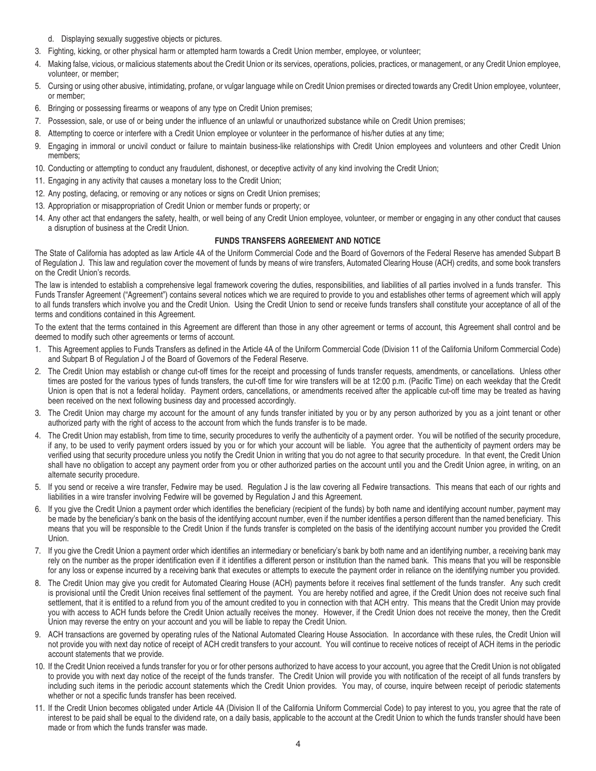d. Displaying sexually suggestive objects or pictures.

3. Fighting, kicking, or other physical harm or attempted harm towards a Credit Union member, employee, or volunteer;
4. Making false, vicious, or malicious statements about the Credit Union or its services, operations, policies, practices, or management, or any Credit Union employee, volunteer, or member;
5. Cursing or using other abusive, intimidating, profane, or vulgar language while on Credit Union premises or directed towards any Credit Union employee, volunteer, or member;
6. Bringing or possessing firearms or weapons of any type on Credit Union premises;
7. Possession, sale, or use of or being under the influence of an unlawful or unauthorized substance while on Credit Union premises;
8. Attempting to coerce or interfere with a Credit Union employee or volunteer in the performance of his/her duties at any time;
9. Engaging in immoral or uncivil conduct or failure to maintain business-like relationships with Credit Union employees and volunteers and other Credit Union members;
10. Conducting or attempting to conduct any fraudulent, dishonest, or deceptive activity of any kind involving the Credit Union;
11. Engaging in any activity that causes a monetary loss to the Credit Union;
12. Any posting, defacing, or removing or any notices or signs on Credit Union premises;
13. Appropriation or misappropriation of Credit Union or member funds or property; or
14. Any other act that endangers the safety, health, or well being of any Credit Union employee, volunteer, or member or engaging in any other conduct that causes a disruption of business at the Credit Union.

## FUNDS TRANSFERS AGREEMENT AND NOTICE

The State of California has adopted as law Article 4A of the Uniform Commercial Code and the Board of Governors of the Federal Reserve has amended Subpart B of Regulation J. This law and regulation cover the movement of funds by means of wire transfers, Automated Clearing House (ACH) credits, and some book transfers on the Credit Union's records.

The law is intended to establish a comprehensive legal framework covering the duties, responsibilities, and liabilities of all parties involved in a funds transfer. This Funds Transfer Agreement ("Agreement") contains several notices which we are required to provide to you and establishes other terms of agreement which will apply to all funds transfers which involve you and the Credit Union. Using the Credit Union to send or receive funds transfers shall constitute your acceptance of all of the terms and conditions contained in this Agreement.

To the extent that the terms contained in this Agreement are different than those in any other agreement or terms of account, this Agreement shall control and be deemed to modify such other agreements or terms of account.

1. This Agreement applies to Funds Transfers as defined in the Article 4A of the Uniform Commercial Code (Division 11 of the California Uniform Commercial Code) and Subpart B of Regulation J of the Board of Governors of the Federal Reserve.
2. The Credit Union may establish or change cut-off times for the receipt and processing of funds transfer requests, amendments, or cancellations. Unless other times are posted for the various types of funds transfers, the cut-off time for wire transfers will be at 12:00 p.m. (Pacific Time) on each weekday that the Credit Union is open that is not a federal holiday. Payment orders, cancellations, or amendments received after the applicable cut-off time may be treated as having been received on the next following business day and processed accordingly.
3. The Credit Union may charge my account for the amount of any funds transfer initiated by you or by any person authorized by you as a joint tenant or other authorized party with the right of access to the account from which the funds transfer is to be made.
4. The Credit Union may establish, from time to time, security procedures to verify the authenticity of a payment order. You will be notified of the security procedure, if any, to be used to verify payment orders issued by you or for which your account will be liable. You agree that the authenticity of payment orders may be verified using that security procedure unless you notify the Credit Union in writing that you do not agree to that security procedure. In that event, the Credit Union shall have no obligation to accept any payment order from you or other authorized parties on the account until you and the Credit Union agree, in writing, on an alternate security procedure.
5. If you send or receive a wire transfer, Fedwire may be used. Regulation J is the law covering all Fedwire transactions. This means that each of our rights and liabilities in a wire transfer involving Fedwire will be governed by Regulation J and this Agreement.
6. If you give the Credit Union a payment order which identifies the beneficiary (recipient of the funds) by both name and identifying account number, payment may be made by the beneficiary's bank on the basis of the identifying account number, even if the number identifies a person different than the named beneficiary. This means that you will be responsible to the Credit Union if the funds transfer is completed on the basis of the identifying account number you provided the Credit Union.
7. If you give the Credit Union a payment order which identifies an intermediary or beneficiary's bank by both name and an identifying number, a receiving bank may rely on the number as the proper identification even if it identifies a different person or institution than the named bank. This means that you will be responsible for any loss or expense incurred by a receiving bank that executes or attempts to execute the payment order in reliance on the identifying number you provided.
8. The Credit Union may give you credit for Automated Clearing House (ACH) payments before it receives final settlement of the funds transfer. Any such credit is provisional until the Credit Union receives final settlement of the payment. You are hereby notified and agree, if the Credit Union does not receive such final settlement, that it is entitled to a refund from you of the amount credited to you in connection with that ACH entry. This means that the Credit Union may provide you with access to ACH funds before the Credit Union actually receives the money. However, if the Credit Union does not receive the money, then the Credit Union may reverse the entry on your account and you will be liable to repay the Credit Union.
9. ACH transactions are governed by operating rules of the National Automated Clearing House Association. In accordance with these rules, the Credit Union will not provide you with next day notice of receipt of ACH credit transfers to your account. You will continue to receive notices of receipt of ACH items in the periodic account statements that we provide.
10. If the Credit Union received a funds transfer for you or for other persons authorized to have access to your account, you agree that the Credit Union is not obligated to provide you with next day notice of the receipt of the funds transfer. The Credit Union will provide you with notification of the receipt of all funds transfers by including such items in the periodic account statements which the Credit Union provides. You may, of course, inquire between receipt of periodic statements whether or not a specific funds transfer has been received.
11. If the Credit Union becomes obligated under Article 4A (Division II of the California Uniform Commercial Code) to pay interest to you, you agree that the rate of interest to be paid shall be equal to the dividend rate, on a daily basis, applicable to the account at the Credit Union to which the funds transfer should have been made or from which the funds transfer was made.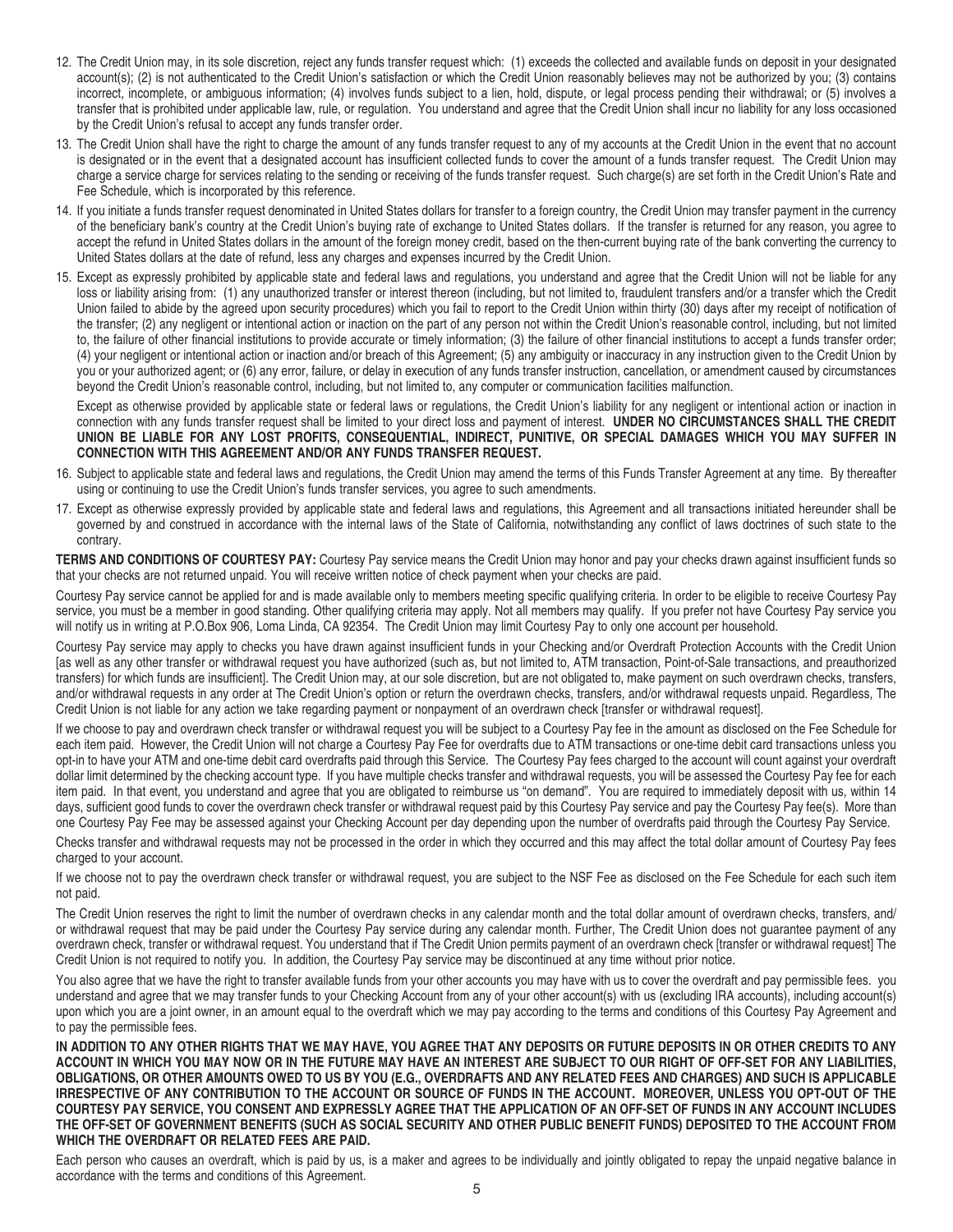12. The Credit Union may, in its sole discretion, reject any funds transfer request which: (1) exceeds the collected and available funds on deposit in your designated account(s); (2) is not authenticated to the Credit Union's satisfaction or which the Credit Union reasonably believes may not be authorized by you; (3) contains incorrect, incomplete, or ambiguous information; (4) involves funds subject to a lien, hold, dispute, or legal process pending their withdrawal; or (5) involves a transfer that is prohibited under applicable law, rule, or regulation. You understand and agree that the Credit Union shall incur no liability for any loss occasioned by the Credit Union's refusal to accept any funds transfer order.

13. The Credit Union shall have the right to charge the amount of any funds transfer request to any of my accounts at the Credit Union in the event that no account is designated or in the event that a designated account has insufficient collected funds to cover the amount of a funds transfer request. The Credit Union may charge a service charge for services relating to the sending or receiving of the funds transfer request. Such charge(s) are set forth in the Credit Union's Rate and Fee Schedule, which is incorporated by this reference.

14. If you initiate a funds transfer request denominated in United States dollars for transfer to a foreign country, the Credit Union may transfer payment in the currency of the beneficiary bank's country at the Credit Union's buying rate of exchange to United States dollars. If the transfer is returned for any reason, you agree to accept the refund in United States dollars in the amount of the foreign money credit, based on the then-current buying rate of the bank converting the currency to United States dollars at the date of refund, less any charges and expenses incurred by the Credit Union.

15. Except as expressly prohibited by applicable state and federal laws and regulations, you understand and agree that the Credit Union will not be liable for any loss or liability arising from: (1) any unauthorized transfer or interest thereon (including, but not limited to, fraudulent transfers and/or a transfer which the Credit Union failed to abide by the agreed upon security procedures) which you fail to report to the Credit Union within thirty (30) days after my receipt of notification of the transfer; (2) any negligent or intentional action or inaction on the part of any person not within the Credit Union's reasonable control, including, but not limited to, the failure of other financial institutions to provide accurate or timely information; (3) the failure of other financial institutions to accept a funds transfer order; (4) your negligent or intentional action or inaction and/or breach of this Agreement; (5) any ambiguity or inaccuracy in any instruction given to the Credit Union by you or your authorized agent; or (6) any error, failure, or delay in execution of any funds transfer instruction, cancellation, or amendment caused by circumstances beyond the Credit Union's reasonable control, including, but not limited to, any computer or communication facilities malfunction.

    Except as otherwise provided by applicable state or federal laws or regulations, the Credit Union's liability for any negligent or intentional action or inaction in connection with any funds transfer request shall be limited to your direct loss and payment of interest. **UNDER NO CIRCUMSTANCES SHALL THE CREDIT UNION BE LIABLE FOR ANY LOST PROFITS, CONSEQUENTIAL, INDIRECT, PUNITIVE, OR SPECIAL DAMAGES WHICH YOU MAY SUFFER IN CONNECTION WITH THIS AGREEMENT AND/OR ANY FUNDS TRANSFER REQUEST.**

16. Subject to applicable state and federal laws and regulations, the Credit Union may amend the terms of this Funds Transfer Agreement at any time. By thereafter using or continuing to use the Credit Union's funds transfer services, you agree to such amendments.

17. Except as otherwise expressly provided by applicable state and federal laws and regulations, this Agreement and all transactions initiated hereunder shall be governed by and construed in accordance with the internal laws of the State of California, notwithstanding any conflict of laws doctrines of such state to the contrary.

**TERMS AND CONDITIONS OF COURTESY PAY:** Courtesy Pay service means the Credit Union may honor and pay your checks drawn against insufficient funds so that your checks are not returned unpaid. You will receive written notice of check payment when your checks are paid.

Courtesy Pay service cannot be applied for and is made available only to members meeting specific qualifying criteria. In order to be eligible to receive Courtesy Pay service, you must be a member in good standing. Other qualifying criteria may apply. Not all members may qualify. If you prefer not have Courtesy Pay service you will notify us in writing at P.O.Box 906, Loma Linda, CA 92354. The Credit Union may limit Courtesy Pay to only one account per household.

Courtesy Pay service may apply to checks you have drawn against insufficient funds in your Checking and/or Overdraft Protection Accounts with the Credit Union [as well as any other transfer or withdrawal request you have authorized (such as, but not limited to, ATM transaction, Point-of-Sale transactions, and preauthorized transfers) for which funds are insufficient]. The Credit Union may, at our sole discretion, but are not obligated to, make payment on such overdrawn checks, transfers, and/or withdrawal requests in any order at The Credit Union's option or return the overdrawn checks, transfers, and/or withdrawal requests unpaid. Regardless, The Credit Union is not liable for any action we take regarding payment or nonpayment of an overdrawn check [transfer or withdrawal request].

If we choose to pay and overdrawn check transfer or withdrawal request you will be subject to a Courtesy Pay fee in the amount as disclosed on the Fee Schedule for each item paid. However, the Credit Union will not charge a Courtesy Pay Fee for overdrafts due to ATM transactions or one-time debit card transactions unless you opt-in to have your ATM and one-time debit card overdrafts paid through this Service. The Courtesy Pay fees charged to the account will count against your overdraft dollar limit determined by the checking account type. If you have multiple checks transfer and withdrawal requests, you will be assessed the Courtesy Pay fee for each item paid. In that event, you understand and agree that you are obligated to reimburse us "on demand". You are required to immediately deposit with us, within 14 days, sufficient good funds to cover the overdrawn check transfer or withdrawal request paid by this Courtesy Pay service and pay the Courtesy Pay fee(s). More than one Courtesy Pay Fee may be assessed against your Checking Account per day depending upon the number of overdrafts paid through the Courtesy Pay Service.

Checks transfer and withdrawal requests may not be processed in the order in which they occurred and this may affect the total dollar amount of Courtesy Pay fees charged to your account.

If we choose not to pay the overdrawn check transfer or withdrawal request, you are subject to the NSF Fee as disclosed on the Fee Schedule for each such item not paid.

The Credit Union reserves the right to limit the number of overdrawn checks in any calendar month and the total dollar amount of overdrawn checks, transfers, and/or withdrawal request that may be paid under the Courtesy Pay service during any calendar month. Further, The Credit Union does not guarantee payment of any overdrawn check, transfer or withdrawal request. You understand that if The Credit Union permits payment of an overdrawn check [transfer or withdrawal request] The Credit Union is not required to notify you. In addition, the Courtesy Pay service may be discontinued at any time without prior notice.

You also agree that we have the right to transfer available funds from your other accounts you may have with us to cover the overdraft and pay permissible fees. you understand and agree that we may transfer funds to your Checking Account from any of your other account(s) with us (excluding IRA accounts), including account(s) upon which you are a joint owner, in an amount equal to the overdraft which we may pay according to the terms and conditions of this Courtesy Pay Agreement and to pay the permissible fees.

**IN ADDITION TO ANY OTHER RIGHTS THAT WE MAY HAVE, YOU AGREE THAT ANY DEPOSITS OR FUTURE DEPOSITS IN OR OTHER CREDITS TO ANY ACCOUNT IN WHICH YOU MAY NOW OR IN THE FUTURE MAY HAVE AN INTEREST ARE SUBJECT TO OUR RIGHT OF OFF-SET FOR ANY LIABILITIES, OBLIGATIONS, OR OTHER AMOUNTS OWED TO US BY YOU (E.G., OVERDRAFTS AND ANY RELATED FEES AND CHARGES) AND SUCH IS APPLICABLE IRRESPECTIVE OF ANY CONTRIBUTION TO THE ACCOUNT OR SOURCE OF FUNDS IN THE ACCOUNT. MOREOVER, UNLESS YOU OPT-OUT OF THE COURTESY PAY SERVICE, YOU CONSENT AND EXPRESSLY AGREE THAT THE APPLICATION OF AN OFF-SET OF FUNDS IN ANY ACCOUNT INCLUDES THE OFF-SET OF GOVERNMENT BENEFITS (SUCH AS SOCIAL SECURITY AND OTHER PUBLIC BENEFIT FUNDS) DEPOSITED TO THE ACCOUNT FROM WHICH THE OVERDRAFT OR RELATED FEES ARE PAID.**

Each person who causes an overdraft, which is paid by us, is a maker and agrees to be individually and jointly obligated to repay the unpaid negative balance in accordance with the terms and conditions of this Agreement.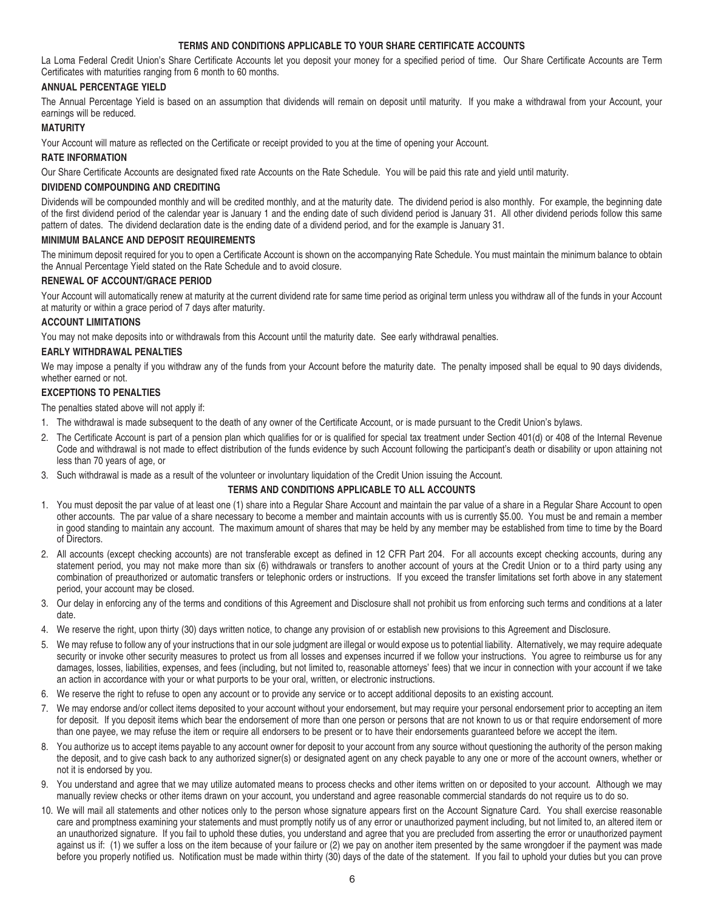## TERMS AND CONDITIONS APPLICABLE TO YOUR SHARE CERTIFICATE ACCOUNTS

La Loma Federal Credit Union's Share Certificate Accounts let you deposit your money for a specified period of time. Our Share Certificate Accounts are Term Certificates with maturities ranging from 6 month to 60 months.

### ANNUAL PERCENTAGE YIELD

The Annual Percentage Yield is based on an assumption that dividends will remain on deposit until maturity. If you make a withdrawal from your Account, your earnings will be reduced.

### MATURITY

Your Account will mature as reflected on the Certificate or receipt provided to you at the time of opening your Account.

### RATE INFORMATION

Our Share Certificate Accounts are designated fixed rate Accounts on the Rate Schedule. You will be paid this rate and yield until maturity.

### DIVIDEND COMPOUNDING AND CREDITING

Dividends will be compounded monthly and will be credited monthly, and at the maturity date. The dividend period is also monthly. For example, the beginning date of the first dividend period of the calendar year is January 1 and the ending date of such dividend period is January 31. All other dividend periods follow this same pattern of dates. The dividend declaration date is the ending date of a dividend period, and for the example is January 31.

### MINIMUM BALANCE AND DEPOSIT REQUIREMENTS

The minimum deposit required for you to open a Certificate Account is shown on the accompanying Rate Schedule. You must maintain the minimum balance to obtain the Annual Percentage Yield stated on the Rate Schedule and to avoid closure.

### RENEWAL OF ACCOUNT/GRACE PERIOD

Your Account will automatically renew at maturity at the current dividend rate for same time period as original term unless you withdraw all of the funds in your Account at maturity or within a grace period of 7 days after maturity.

### ACCOUNT LIMITATIONS

You may not make deposits into or withdrawals from this Account until the maturity date. See early withdrawal penalties.

### EARLY WITHDRAWAL PENALTIES

We may impose a penalty if you withdraw any of the funds from your Account before the maturity date. The penalty imposed shall be equal to 90 days dividends, whether earned or not.

### EXCEPTIONS TO PENALTIES

The penalties stated above will not apply if:

1. The withdrawal is made subsequent to the death of any owner of the Certificate Account, or is made pursuant to the Credit Union's bylaws.
2. The Certificate Account is part of a pension plan which qualifies for or is qualified for special tax treatment under Section 401(d) or 408 of the Internal Revenue Code and withdrawal is not made to effect distribution of the funds evidence by such Account following the participant's death or disability or upon attaining not less than 70 years of age, or
3. Such withdrawal is made as a result of the volunteer or involuntary liquidation of the Credit Union issuing the Account.

## TERMS AND CONDITIONS APPLICABLE TO ALL ACCOUNTS

1. You must deposit the par value of at least one (1) share into a Regular Share Account and maintain the par value of a share in a Regular Share Account to open other accounts. The par value of a share necessary to become a member and maintain accounts with us is currently $5.00. You must be and remain a member in good standing to maintain any account. The maximum amount of shares that may be held by any member may be established from time to time by the Board of Directors.
2. All accounts (except checking accounts) are not transferable except as defined in 12 CFR Part 204. For all accounts except checking accounts, during any statement period, you may not make more than six (6) withdrawals or transfers to another account of yours at the Credit Union or to a third party using any combination of preauthorized or automatic transfers or telephonic orders or instructions. If you exceed the transfer limitations set forth above in any statement period, your account may be closed.
3. Our delay in enforcing any of the terms and conditions of this Agreement and Disclosure shall not prohibit us from enforcing such terms and conditions at a later date.
4. We reserve the right, upon thirty (30) days written notice, to change any provision of or establish new provisions to this Agreement and Disclosure.
5. We may refuse to follow any of your instructions that in our sole judgment are illegal or would expose us to potential liability. Alternatively, we may require adequate security or invoke other security measures to protect us from all losses and expenses incurred if we follow your instructions. You agree to reimburse us for any damages, losses, liabilities, expenses, and fees (including, but not limited to, reasonable attorneys' fees) that we incur in connection with your account if we take an action in accordance with your or what purports to be your oral, written, or electronic instructions.
6. We reserve the right to refuse to open any account or to provide any service or to accept additional deposits to an existing account.
7. We may endorse and/or collect items deposited to your account without your endorsement, but may require your personal endorsement prior to accepting an item for deposit. If you deposit items which bear the endorsement of more than one person or persons that are not known to us or that require endorsement of more than one payee, we may refuse the item or require all endorsers to be present or to have their endorsements guaranteed before we accept the item.
8. You authorize us to accept items payable to any account owner for deposit to your account from any source without questioning the authority of the person making the deposit, and to give cash back to any authorized signer(s) or designated agent on any check payable to any one or more of the account owners, whether or not it is endorsed by you.
9. You understand and agree that we may utilize automated means to process checks and other items written on or deposited to your account. Although we may manually review checks or other items drawn on your account, you understand and agree reasonable commercial standards do not require us to do so.
10. We will mail all statements and other notices only to the person whose signature appears first on the Account Signature Card. You shall exercise reasonable care and promptness examining your statements and must promptly notify us of any error or unauthorized payment including, but not limited to, an altered item or an unauthorized signature. If you fail to uphold these duties, you understand and agree that you are precluded from asserting the error or unauthorized payment against us if: (1) we suffer a loss on the item because of your failure or (2) we pay on another item presented by the same wrongdoer if the payment was made before you properly notified us. Notification must be made within thirty (30) days of the date of the statement. If you fail to uphold your duties but you can prove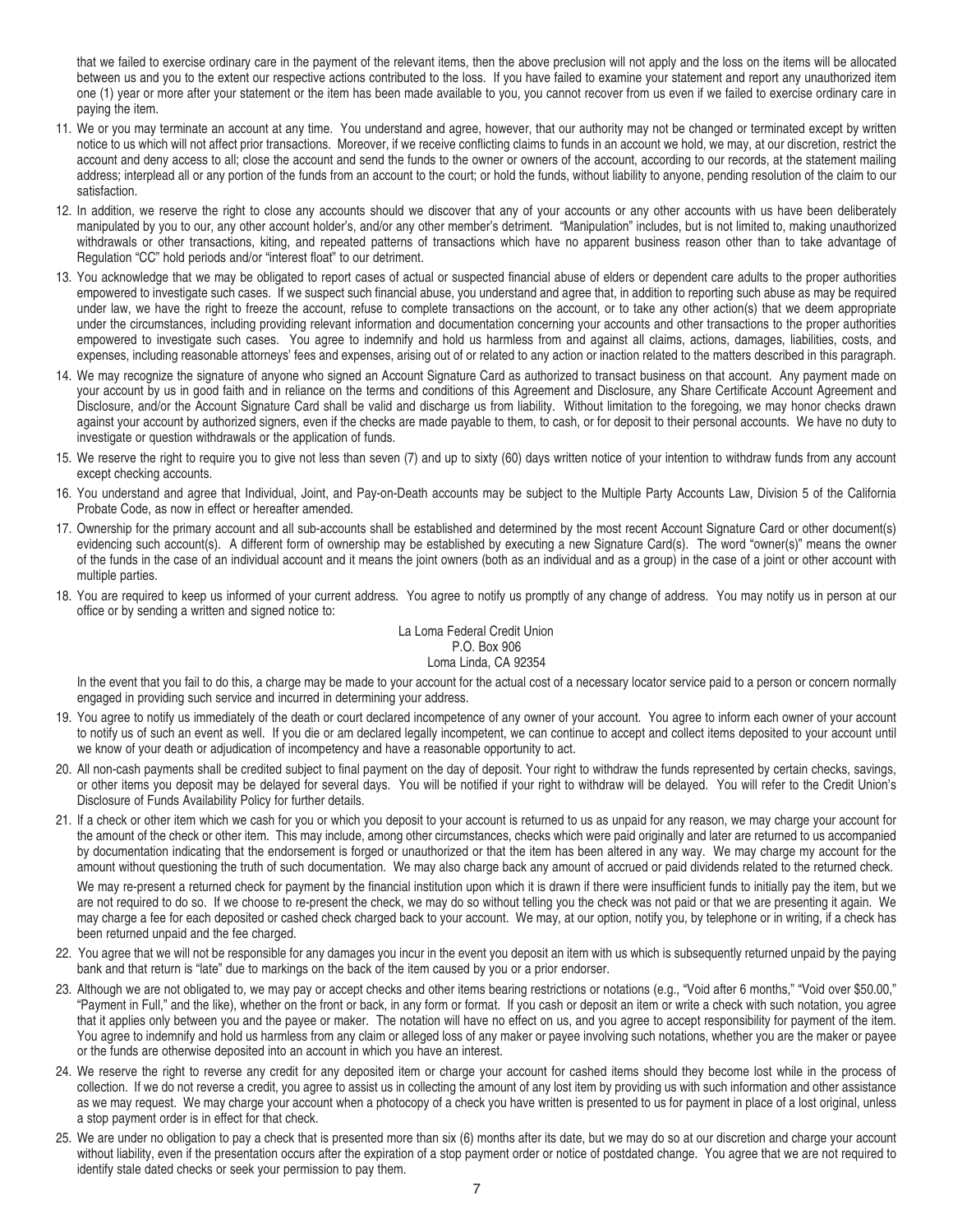that we failed to exercise ordinary care in the payment of the relevant items, then the above preclusion will not apply and the loss on the items will be allocated between us and you to the extent our respective actions contributed to the loss. If you have failed to examine your statement and report any unauthorized item one (1) year or more after your statement or the item has been made available to you, you cannot recover from us even if we failed to exercise ordinary care in paying the item.

11. We or you may terminate an account at any time. You understand and agree, however, that our authority may not be changed or terminated except by written notice to us which will not affect prior transactions. Moreover, if we receive conflicting claims to funds in an account we hold, we may, at our discretion, restrict the account and deny access to all; close the account and send the funds to the owner or owners of the account, according to our records, at the statement mailing address; interplead all or any portion of the funds from an account to the court; or hold the funds, without liability to anyone, pending resolution of the claim to our satisfaction.

12. In addition, we reserve the right to close any accounts should we discover that any of your accounts or any other accounts with us have been deliberately manipulated by you to our, any other account holder's, and/or any other member's detriment. "Manipulation" includes, but is not limited to, making unauthorized withdrawals or other transactions, kiting, and repeated patterns of transactions which have no apparent business reason other than to take advantage of Regulation "CC" hold periods and/or "interest float" to our detriment.

13. You acknowledge that we may be obligated to report cases of actual or suspected financial abuse of elders or dependent care adults to the proper authorities empowered to investigate such cases. If we suspect such financial abuse, you understand and agree that, in addition to reporting such abuse as may be required under law, we have the right to freeze the account, refuse to complete transactions on the account, or to take any other action(s) that we deem appropriate under the circumstances, including providing relevant information and documentation concerning your accounts and other transactions to the proper authorities empowered to investigate such cases. You agree to indemnify and hold us harmless from and against all claims, actions, damages, liabilities, costs, and expenses, including reasonable attorneys' fees and expenses, arising out of or related to any action or inaction related to the matters described in this paragraph.

14. We may recognize the signature of anyone who signed an Account Signature Card as authorized to transact business on that account. Any payment made on your account by us in good faith and in reliance on the terms and conditions of this Agreement and Disclosure, any Share Certificate Account Agreement and Disclosure, and/or the Account Signature Card shall be valid and discharge us from liability. Without limitation to the foregoing, we may honor checks drawn against your account by authorized signers, even if the checks are made payable to them, to cash, or for deposit to their personal accounts. We have no duty to investigate or question withdrawals or the application of funds.

15. We reserve the right to require you to give not less than seven (7) and up to sixty (60) days written notice of your intention to withdraw funds from any account except checking accounts.

16. You understand and agree that Individual, Joint, and Pay-on-Death accounts may be subject to the Multiple Party Accounts Law, Division 5 of the California Probate Code, as now in effect or hereafter amended.

17. Ownership for the primary account and all sub-accounts shall be established and determined by the most recent Account Signature Card or other document(s) evidencing such account(s). A different form of ownership may be established by executing a new Signature Card(s). The word "owner(s)" means the owner of the funds in the case of an individual account and it means the joint owners (both as an individual and as a group) in the case of a joint or other account with multiple parties.

18. You are required to keep us informed of your current address. You agree to notify us promptly of any change of address. You may notify us in person at our office or by sending a written and signed notice to:

    La Loma Federal Credit Union
    P.O. Box 906
    Loma Linda, CA 92354

    In the event that you fail to do this, a charge may be made to your account for the actual cost of a necessary locator service paid to a person or concern normally engaged in providing such service and incurred in determining your address.

19. You agree to notify us immediately of the death or court declared incompetence of any owner of your account. You agree to inform each owner of your account to notify us of such an event as well. If you die or am declared legally incompetent, we can continue to accept and collect items deposited to your account until we know of your death or adjudication of incompetency and have a reasonable opportunity to act.

20. All non-cash payments shall be credited subject to final payment on the day of deposit. Your right to withdraw the funds represented by certain checks, savings, or other items you deposit may be delayed for several days. You will be notified if your right to withdraw will be delayed. You will refer to the Credit Union's Disclosure of Funds Availability Policy for further details.

21. If a check or other item which we cash for you or which you deposit to your account is returned to us as unpaid for any reason, we may charge your account for the amount of the check or other item. This may include, among other circumstances, checks which were paid originally and later are returned to us accompanied by documentation indicating that the endorsement is forged or unauthorized or that the item has been altered in any way. We may charge my account for the amount without questioning the truth of such documentation. We may also charge back any amount of accrued or paid dividends related to the returned check.

    We may re-present a returned check for payment by the financial institution upon which it is drawn if there were insufficient funds to initially pay the item, but we are not required to do so. If we choose to re-present the check, we may do so without telling you the check was not paid or that we are presenting it again. We may charge a fee for each deposited or cashed check charged back to your account. We may, at our option, notify you, by telephone or in writing, if a check has been returned unpaid and the fee charged.

22. You agree that we will not be responsible for any damages you incur in the event you deposit an item with us which is subsequently returned unpaid by the paying bank and that return is "late" due to markings on the back of the item caused by you or a prior endorser.

23. Although we are not obligated to, we may pay or accept checks and other items bearing restrictions or notations (e.g., "Void after 6 months," "Void over $50.00," "Payment in Full," and the like), whether on the front or back, in any form or format. If you cash or deposit an item or write a check with such notation, you agree that it applies only between you and the payee or maker. The notation will have no effect on us, and you agree to accept responsibility for payment of the item. You agree to indemnify and hold us harmless from any claim or alleged loss of any maker or payee involving such notations, whether you are the maker or payee or the funds are otherwise deposited into an account in which you have an interest.

24. We reserve the right to reverse any credit for any deposited item or charge your account for cashed items should they become lost while in the process of collection. If we do not reverse a credit, you agree to assist us in collecting the amount of any lost item by providing us with such information and other assistance as we may request. We may charge your account when a photocopy of a check you have written is presented to us for payment in place of a lost original, unless a stop payment order is in effect for that check.

25. We are under no obligation to pay a check that is presented more than six (6) months after its date, but we may do so at our discretion and charge your account without liability, even if the presentation occurs after the expiration of a stop payment order or notice of postdated change. You agree that we are not required to identify stale dated checks or seek your permission to pay them.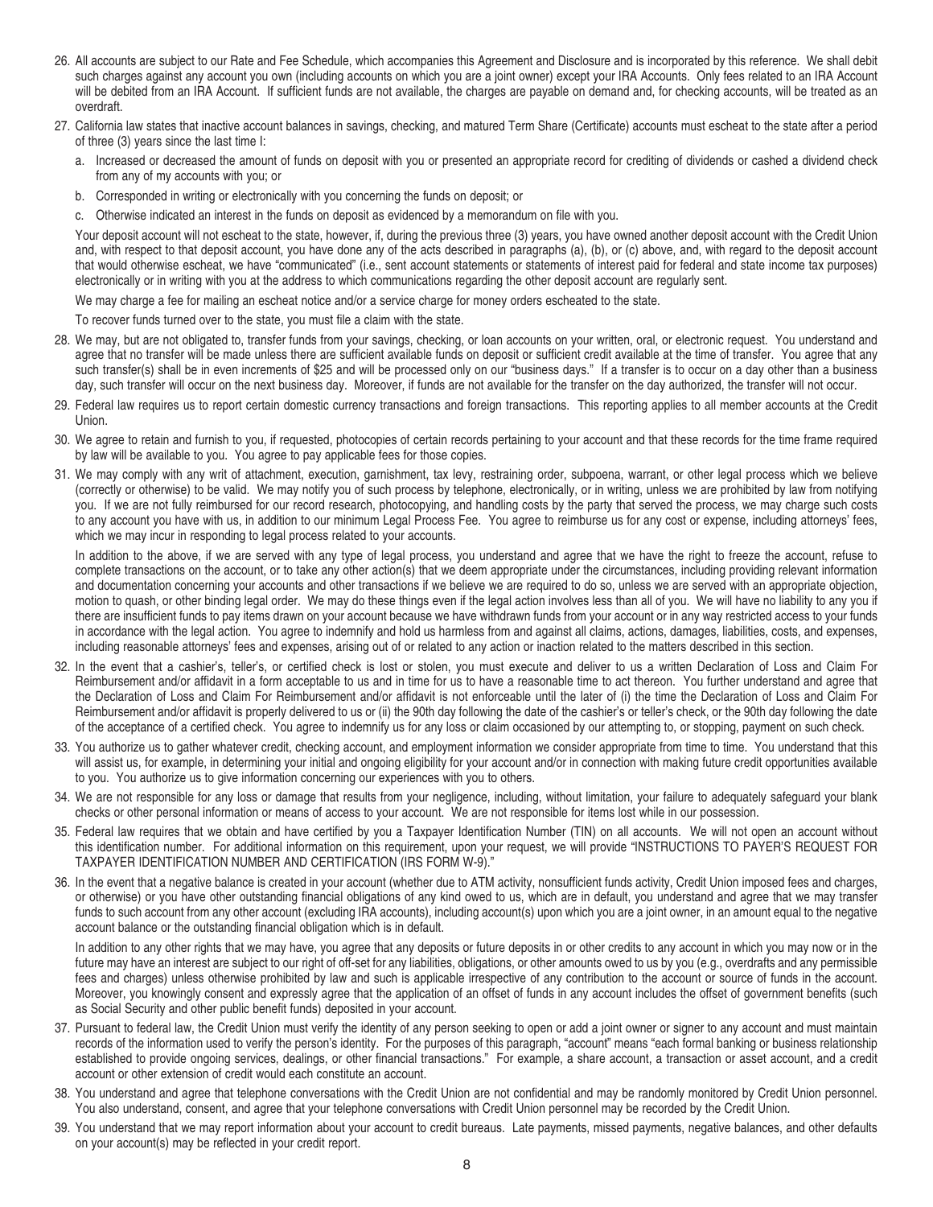26. All accounts are subject to our Rate and Fee Schedule, which accompanies this Agreement and Disclosure and is incorporated by this reference. We shall debit such charges against any account you own (including accounts on which you are a joint owner) except your IRA Accounts. Only fees related to an IRA Account will be debited from an IRA Account. If sufficient funds are not available, the charges are payable on demand and, for checking accounts, will be treated as an overdraft.

27. California law states that inactive account balances in savings, checking, and matured Term Share (Certificate) accounts must escheat to the state after a period of three (3) years since the last time I:

    a. Increased or decreased the amount of funds on deposit with you or presented an appropriate record for crediting of dividends or cashed a dividend check from any of my accounts with you; or

    b. Corresponded in writing or electronically with you concerning the funds on deposit; or

    c. Otherwise indicated an interest in the funds on deposit as evidenced by a memorandum on file with you.

    Your deposit account will not escheat to the state, however, if, during the previous three (3) years, you have owned another deposit account with the Credit Union and, with respect to that deposit account, you have done any of the acts described in paragraphs (a), (b), or (c) above, and, with regard to the deposit account that would otherwise escheat, we have "communicated" (i.e., sent account statements or statements of interest paid for federal and state income tax purposes) electronically or in writing with you at the address to which communications regarding the other deposit account are regularly sent.

    We may charge a fee for mailing an escheat notice and/or a service charge for money orders escheated to the state.

    To recover funds turned over to the state, you must file a claim with the state.

28. We may, but are not obligated to, transfer funds from your savings, checking, or loan accounts on your written, oral, or electronic request. You understand and agree that no transfer will be made unless there are sufficient available funds on deposit or sufficient credit available at the time of transfer. You agree that any such transfer(s) shall be in even increments of $25 and will be processed only on our "business days." If a transfer is to occur on a day other than a business day, such transfer will occur on the next business day. Moreover, if funds are not available for the transfer on the day authorized, the transfer will not occur.

29. Federal law requires us to report certain domestic currency transactions and foreign transactions. This reporting applies to all member accounts at the Credit Union.

30. We agree to retain and furnish to you, if requested, photocopies of certain records pertaining to your account and that these records for the time frame required by law will be available to you. You agree to pay applicable fees for those copies.

31. We may comply with any writ of attachment, execution, garnishment, tax levy, restraining order, subpoena, warrant, or other legal process which we believe (correctly or otherwise) to be valid. We may notify you of such process by telephone, electronically, or in writing, unless we are prohibited by law from notifying you. If we are not fully reimbursed for our record research, photocopying, and handling costs by the party that served the process, we may charge such costs to any account you have with us, in addition to our minimum Legal Process Fee. You agree to reimburse us for any cost or expense, including attorneys' fees, which we may incur in responding to legal process related to your accounts.

    In addition to the above, if we are served with any type of legal process, you understand and agree that we have the right to freeze the account, refuse to complete transactions on the account, or to take any other action(s) that we deem appropriate under the circumstances, including providing relevant information and documentation concerning your accounts and other transactions if we believe we are required to do so, unless we are served with an appropriate objection, motion to quash, or other binding legal order. We may do these things even if the legal action involves less than all of you. We will have no liability to any you if there are insufficient funds to pay items drawn on your account because we have withdrawn funds from your account or in any way restricted access to your funds in accordance with the legal action. You agree to indemnify and hold us harmless from and against all claims, actions, damages, liabilities, costs, and expenses, including reasonable attorneys' fees and expenses, arising out of or related to any action or inaction related to the matters described in this section.

32. In the event that a cashier's, teller's, or certified check is lost or stolen, you must execute and deliver to us a written Declaration of Loss and Claim For Reimbursement and/or affidavit in a form acceptable to us and in time for us to have a reasonable time to act thereon. You further understand and agree that the Declaration of Loss and Claim For Reimbursement and/or affidavit is not enforceable until the later of (i) the time the Declaration of Loss and Claim For Reimbursement and/or affidavit is properly delivered to us or (ii) the 90th day following the date of the cashier's or teller's check, or the 90th day following the date of the acceptance of a certified check. You agree to indemnify us for any loss or claim occasioned by our attempting to, or stopping, payment on such check.

33. You authorize us to gather whatever credit, checking account, and employment information we consider appropriate from time to time. You understand that this will assist us, for example, in determining your initial and ongoing eligibility for your account and/or in connection with making future credit opportunities available to you. You authorize us to give information concerning our experiences with you to others.

34. We are not responsible for any loss or damage that results from your negligence, including, without limitation, your failure to adequately safeguard your blank checks or other personal information or means of access to your account. We are not responsible for items lost while in our possession.

35. Federal law requires that we obtain and have certified by you a Taxpayer Identification Number (TIN) on all accounts. We will not open an account without this identification number. For additional information on this requirement, upon your request, we will provide "INSTRUCTIONS TO PAYER'S REQUEST FOR TAXPAYER IDENTIFICATION NUMBER AND CERTIFICATION (IRS FORM W-9)."

36. In the event that a negative balance is created in your account (whether due to ATM activity, nonsufficient funds activity, Credit Union imposed fees and charges, or otherwise) or you have other outstanding financial obligations of any kind owed to us, which are in default, you understand and agree that we may transfer funds to such account from any other account (excluding IRA accounts), including account(s) upon which you are a joint owner, in an amount equal to the negative account balance or the outstanding financial obligation which is in default.

    In addition to any other rights that we may have, you agree that any deposits or future deposits in or other credits to any account in which you may now or in the future may have an interest are subject to our right of off-set for any liabilities, obligations, or other amounts owed to us by you (e.g., overdrafts and any permissible fees and charges) unless otherwise prohibited by law and such is applicable irrespective of any contribution to the account or source of funds in the account. Moreover, you knowingly consent and expressly agree that the application of an offset of funds in any account includes the offset of government benefits (such as Social Security and other public benefit funds) deposited in your account.

37. Pursuant to federal law, the Credit Union must verify the identity of any person seeking to open or add a joint owner or signer to any account and must maintain records of the information used to verify the person's identity. For the purposes of this paragraph, "account" means "each formal banking or business relationship established to provide ongoing services, dealings, or other financial transactions." For example, a share account, a transaction or asset account, and a credit account or other extension of credit would each constitute an account.

38. You understand and agree that telephone conversations with the Credit Union are not confidential and may be randomly monitored by Credit Union personnel. You also understand, consent, and agree that your telephone conversations with Credit Union personnel may be recorded by the Credit Union.

39. You understand that we may report information about your account to credit bureaus. Late payments, missed payments, negative balances, and other defaults on your account(s) may be reflected in your credit report.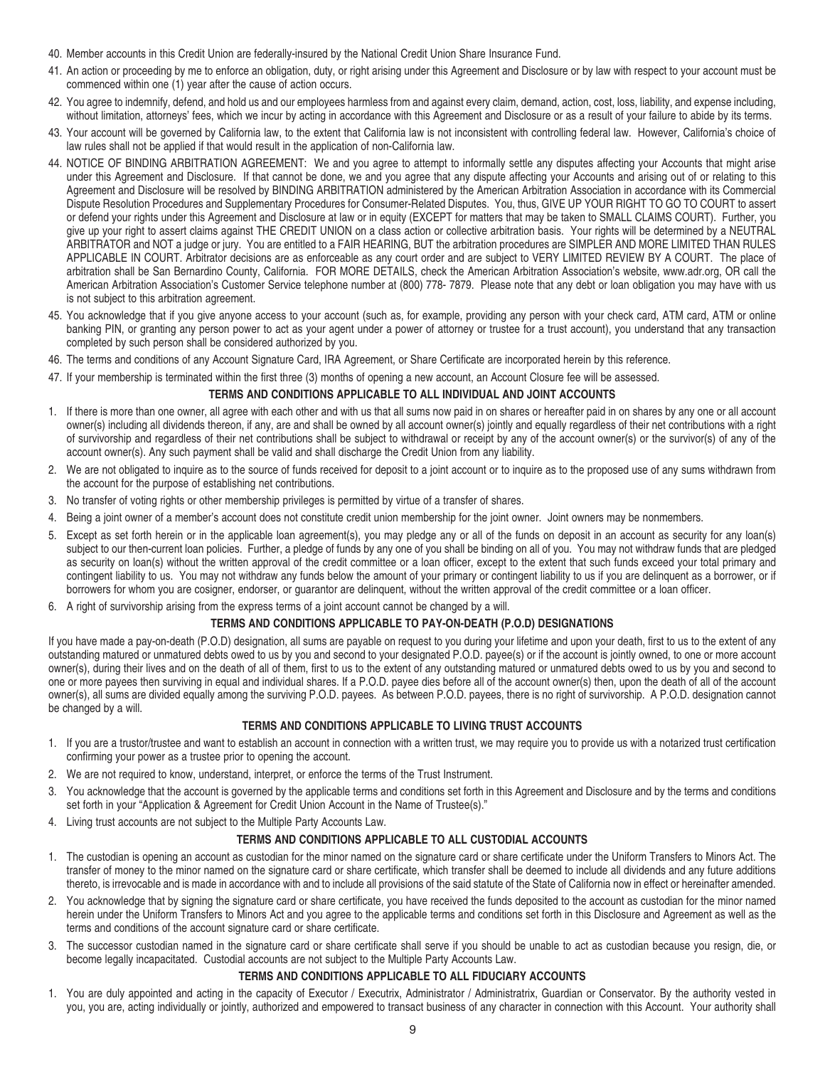40. Member accounts in this Credit Union are federally-insured by the National Credit Union Share Insurance Fund.
41. An action or proceeding by me to enforce an obligation, duty, or right arising under this Agreement and Disclosure or by law with respect to your account must be commenced within one (1) year after the cause of action occurs.
42. You agree to indemnify, defend, and hold us and our employees harmless from and against every claim, demand, action, cost, loss, liability, and expense including, without limitation, attorneys' fees, which we incur by acting in accordance with this Agreement and Disclosure or as a result of your failure to abide by its terms.
43. Your account will be governed by California law, to the extent that California law is not inconsistent with controlling federal law. However, California's choice of law rules shall not be applied if that would result in the application of non-California law.
44. NOTICE OF BINDING ARBITRATION AGREEMENT: We and you agree to attempt to informally settle any disputes affecting your Accounts that might arise under this Agreement and Disclosure. If that cannot be done, we and you agree that any dispute affecting your Accounts and arising out of or relating to this Agreement and Disclosure will be resolved by BINDING ARBITRATION administered by the American Arbitration Association in accordance with its Commercial Dispute Resolution Procedures and Supplementary Procedures for Consumer-Related Disputes. You, thus, GIVE UP YOUR RIGHT TO GO TO COURT to assert or defend your rights under this Agreement and Disclosure at law or in equity (EXCEPT for matters that may be taken to SMALL CLAIMS COURT). Further, you give up your right to assert claims against THE CREDIT UNION on a class action or collective arbitration basis. Your rights will be determined by a NEUTRAL ARBITRATOR and NOT a judge or jury. You are entitled to a FAIR HEARING, BUT the arbitration procedures are SIMPLER AND MORE LIMITED THAN RULES APPLICABLE IN COURT. Arbitrator decisions are as enforceable as any court order and are subject to VERY LIMITED REVIEW BY A COURT. The place of arbitration shall be San Bernardino County, California. FOR MORE DETAILS, check the American Arbitration Association's website, www.adr.org, OR call the American Arbitration Association's Customer Service telephone number at (800) 778- 7879. Please note that any debt or loan obligation you may have with us is not subject to this arbitration agreement.
45. You acknowledge that if you give anyone access to your account (such as, for example, providing any person with your check card, ATM card, ATM or online banking PIN, or granting any person power to act as your agent under a power of attorney or trustee for a trust account), you understand that any transaction completed by such person shall be considered authorized by you.
46. The terms and conditions of any Account Signature Card, IRA Agreement, or Share Certificate are incorporated herein by this reference.
47. If your membership is terminated within the first three (3) months of opening a new account, an Account Closure fee will be assessed.

### TERMS AND CONDITIONS APPLICABLE TO ALL INDIVIDUAL AND JOINT ACCOUNTS

1. If there is more than one owner, all agree with each other and with us that all sums now paid in on shares or hereafter paid in on shares by any one or all account owner(s) including all dividends thereon, if any, are and shall be owned by all account owner(s) jointly and equally regardless of their net contributions with a right of survivorship and regardless of their net contributions shall be subject to withdrawal or receipt by any of the account owner(s) or the survivor(s) of any of the account owner(s). Any such payment shall be valid and shall discharge the Credit Union from any liability.
2. We are not obligated to inquire as to the source of funds received for deposit to a joint account or to inquire as to the proposed use of any sums withdrawn from the account for the purpose of establishing net contributions.
3. No transfer of voting rights or other membership privileges is permitted by virtue of a transfer of shares.
4. Being a joint owner of a member's account does not constitute credit union membership for the joint owner. Joint owners may be nonmembers.
5. Except as set forth herein or in the applicable loan agreement(s), you may pledge any or all of the funds on deposit in an account as security for any loan(s) subject to our then-current loan policies. Further, a pledge of funds by any one of you shall be binding on all of you. You may not withdraw funds that are pledged as security on loan(s) without the written approval of the credit committee or a loan officer, except to the extent that such funds exceed your total primary and contingent liability to us. You may not withdraw any funds below the amount of your primary or contingent liability to us if you are delinquent as a borrower, or if borrowers for whom you are cosigner, endorser, or guarantor are delinquent, without the written approval of the credit committee or a loan officer.
6. A right of survivorship arising from the express terms of a joint account cannot be changed by a will.

### TERMS AND CONDITIONS APPLICABLE TO PAY-ON-DEATH (P.O.D) DESIGNATIONS

If you have made a pay-on-death (P.O.D) designation, all sums are payable on request to you during your lifetime and upon your death, first to us to the extent of any outstanding matured or unmatured debts owed to us by you and second to your designated P.O.D. payee(s) or if the account is jointly owned, to one or more account owner(s), during their lives and on the death of all of them, first to us to the extent of any outstanding matured or unmatured debts owed to us by you and second to one or more payees then surviving in equal and individual shares. If a P.O.D. payee dies before all of the account owner(s) then, upon the death of all of the account owner(s), all sums are divided equally among the surviving P.O.D. payees. As between P.O.D. payees, there is no right of survivorship. A P.O.D. designation cannot be changed by a will.

### TERMS AND CONDITIONS APPLICABLE TO LIVING TRUST ACCOUNTS

1. If you are a trustor/trustee and want to establish an account in connection with a written trust, we may require you to provide us with a notarized trust certification confirming your power as a trustee prior to opening the account.
2. We are not required to know, understand, interpret, or enforce the terms of the Trust Instrument.
3. You acknowledge that the account is governed by the applicable terms and conditions set forth in this Agreement and Disclosure and by the terms and conditions set forth in your "Application & Agreement for Credit Union Account in the Name of Trustee(s)."
4. Living trust accounts are not subject to the Multiple Party Accounts Law.

### TERMS AND CONDITIONS APPLICABLE TO ALL CUSTODIAL ACCOUNTS

1. The custodian is opening an account as custodian for the minor named on the signature card or share certificate under the Uniform Transfers to Minors Act. The transfer of money to the minor named on the signature card or share certificate, which transfer shall be deemed to include all dividends and any future additions thereto, is irrevocable and is made in accordance with and to include all provisions of the said statute of the State of California now in effect or hereinafter amended.
2. You acknowledge that by signing the signature card or share certificate, you have received the funds deposited to the account as custodian for the minor named herein under the Uniform Transfers to Minors Act and you agree to the applicable terms and conditions set forth in this Disclosure and Agreement as well as the terms and conditions of the account signature card or share certificate.
3. The successor custodian named in the signature card or share certificate shall serve if you should be unable to act as custodian because you resign, die, or become legally incapacitated. Custodial accounts are not subject to the Multiple Party Accounts Law.

### TERMS AND CONDITIONS APPLICABLE TO ALL FIDUCIARY ACCOUNTS

1. You are duly appointed and acting in the capacity of Executor / Executrix, Administrator / Administratrix, Guardian or Conservator. By the authority vested in you, you are, acting individually or jointly, authorized and empowered to transact business of any character in connection with this Account. Your authority shall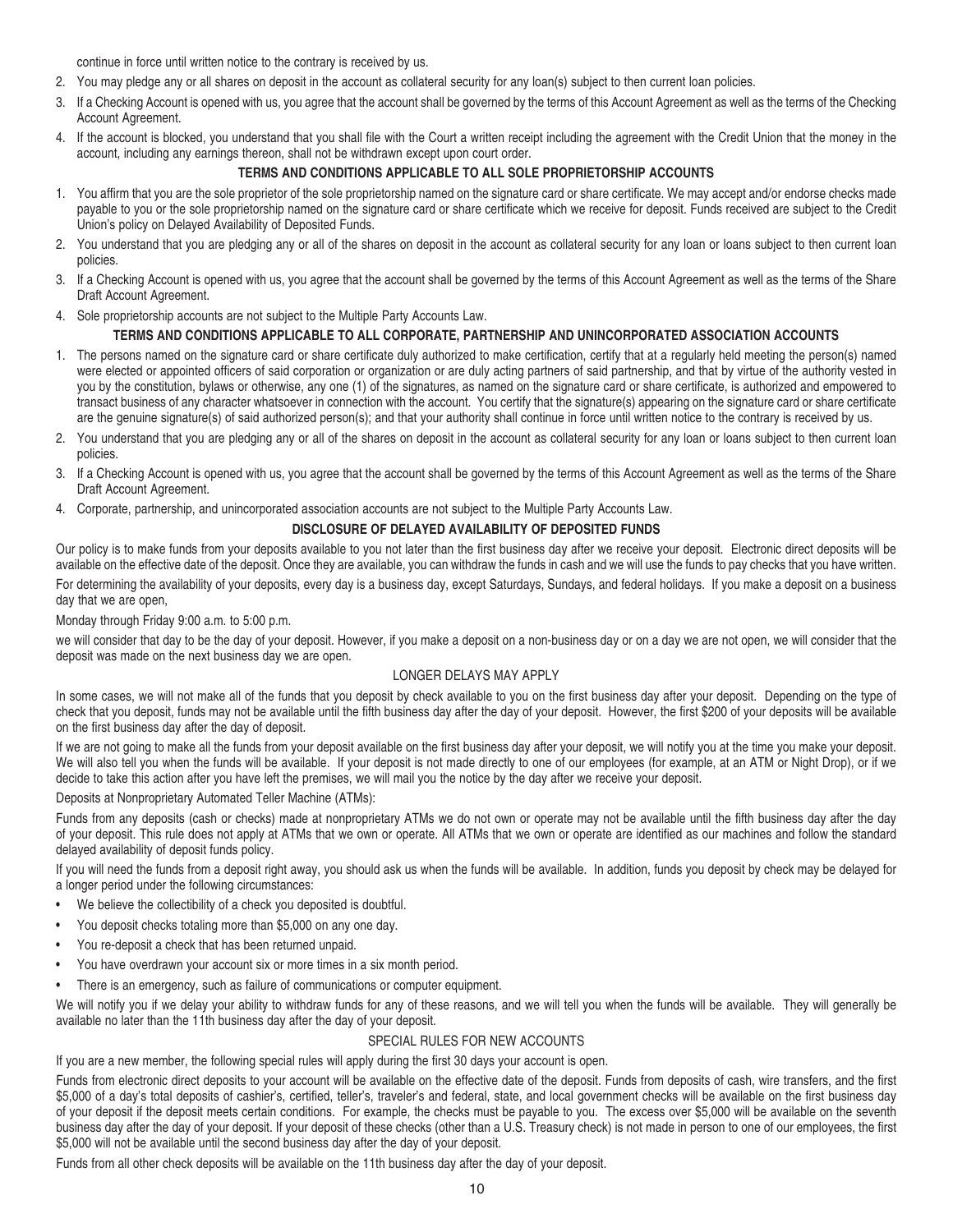continue in force until written notice to the contrary is received by us.

2. You may pledge any or all shares on deposit in the account as collateral security for any loan(s) subject to then current loan policies.
3. If a Checking Account is opened with us, you agree that the account shall be governed by the terms of this Account Agreement as well as the terms of the Checking Account Agreement.
4. If the account is blocked, you understand that you shall file with the Court a written receipt including the agreement with the Credit Union that the money in the account, including any earnings thereon, shall not be withdrawn except upon court order.

### TERMS AND CONDITIONS APPLICABLE TO ALL SOLE PROPRIETORSHIP ACCOUNTS

1. You affirm that you are the sole proprietor of the sole proprietorship named on the signature card or share certificate. We may accept and/or endorse checks made payable to you or the sole proprietorship named on the signature card or share certificate which we receive for deposit. Funds received are subject to the Credit Union's policy on Delayed Availability of Deposited Funds.
2. You understand that you are pledging any or all of the shares on deposit in the account as collateral security for any loan or loans subject to then current loan policies.
3. If a Checking Account is opened with us, you agree that the account shall be governed by the terms of this Account Agreement as well as the terms of the Share Draft Account Agreement.
4. Sole proprietorship accounts are not subject to the Multiple Party Accounts Law.

### TERMS AND CONDITIONS APPLICABLE TO ALL CORPORATE, PARTNERSHIP AND UNINCORPORATED ASSOCIATION ACCOUNTS

1. The persons named on the signature card or share certificate duly authorized to make certification, certify that at a regularly held meeting the person(s) named were elected or appointed officers of said corporation or organization or are duly acting partners of said partnership, and that by virtue of the authority vested in you by the constitution, bylaws or otherwise, any one (1) of the signatures, as named on the signature card or share certificate, is authorized and empowered to transact business of any character whatsoever in connection with the account. You certify that the signature(s) appearing on the signature card or share certificate are the genuine signature(s) of said authorized person(s); and that your authority shall continue in force until written notice to the contrary is received by us.
2. You understand that you are pledging any or all of the shares on deposit in the account as collateral security for any loan or loans subject to then current loan policies.
3. If a Checking Account is opened with us, you agree that the account shall be governed by the terms of this Account Agreement as well as the terms of the Share Draft Account Agreement.
4. Corporate, partnership, and unincorporated association accounts are not subject to the Multiple Party Accounts Law.

### DISCLOSURE OF DELAYED AVAILABILITY OF DEPOSITED FUNDS

Our policy is to make funds from your deposits available to you not later than the first business day after we receive your deposit. Electronic direct deposits will be available on the effective date of the deposit. Once they are available, you can withdraw the funds in cash and we will use the funds to pay checks that you have written.

For determining the availability of your deposits, every day is a business day, except Saturdays, Sundays, and federal holidays. If you make a deposit on a business day that we are open,

Monday through Friday 9:00 a.m. to 5:00 p.m.

we will consider that day to be the day of your deposit. However, if you make a deposit on a non-business day or on a day we are not open, we will consider that the deposit was made on the next business day we are open.

#### LONGER DELAYS MAY APPLY

In some cases, we will not make all of the funds that you deposit by check available to you on the first business day after your deposit. Depending on the type of check that you deposit, funds may not be available until the fifth business day after the day of your deposit. However, the first $200 of your deposits will be available on the first business day after the day of deposit.

If we are not going to make all the funds from your deposit available on the first business day after your deposit, we will notify you at the time you make your deposit. We will also tell you when the funds will be available. If your deposit is not made directly to one of our employees (for example, at an ATM or Night Drop), or if we decide to take this action after you have left the premises, we will mail you the notice by the day after we receive your deposit.

Deposits at Nonproprietary Automated Teller Machine (ATMs):

Funds from any deposits (cash or checks) made at nonproprietary ATMs we do not own or operate may not be available until the fifth business day after the day of your deposit. This rule does not apply at ATMs that we own or operate. All ATMs that we own or operate are identified as our machines and follow the standard delayed availability of deposit funds policy.

If you will need the funds from a deposit right away, you should ask us when the funds will be available. In addition, funds you deposit by check may be delayed for a longer period under the following circumstances:

- We believe the collectibility of a check you deposited is doubtful.
- You deposit checks totaling more than $5,000 on any one day.
- You re-deposit a check that has been returned unpaid.
- You have overdrawn your account six or more times in a six month period.
- There is an emergency, such as failure of communications or computer equipment.

We will notify you if we delay your ability to withdraw funds for any of these reasons, and we will tell you when the funds will be available. They will generally be available no later than the 11th business day after the day of your deposit.

#### SPECIAL RULES FOR NEW ACCOUNTS

If you are a new member, the following special rules will apply during the first 30 days your account is open.

Funds from electronic direct deposits to your account will be available on the effective date of the deposit. Funds from deposits of cash, wire transfers, and the first $5,000 of a day's total deposits of cashier's, certified, teller's, traveler's and federal, state, and local government checks will be available on the first business day of your deposit if the deposit meets certain conditions. For example, the checks must be payable to you. The excess over $5,000 will be available on the seventh business day after the day of your deposit. If your deposit of these checks (other than a U.S. Treasury check) is not made in person to one of our employees, the first $5,000 will not be available until the second business day after the day of your deposit.

Funds from all other check deposits will be available on the 11th business day after the day of your deposit.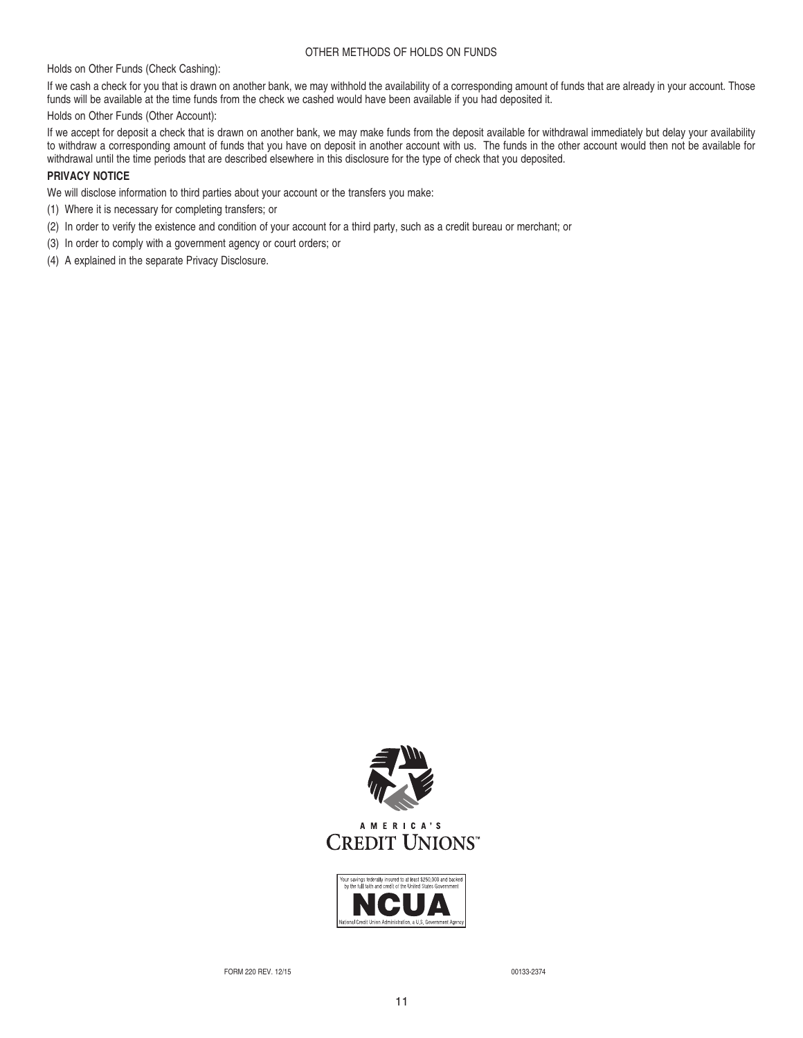## OTHER METHODS OF HOLDS ON FUNDS

Holds on Other Funds (Check Cashing):

If we cash a check for you that is drawn on another bank, we may withhold the availability of a corresponding amount of funds that are already in your account. Those funds will be available at the time funds from the check we cashed would have been available if you had deposited it.

Holds on Other Funds (Other Account):

If we accept for deposit a check that is drawn on another bank, we may make funds from the deposit available for withdrawal immediately but delay your availability to withdraw a corresponding amount of funds that you have on deposit in another account with us. The funds in the other account would then not be available for withdrawal until the time periods that are described elsewhere in this disclosure for the type of check that you deposited.

**PRIVACY NOTICE**

We will disclose information to third parties about your account or the transfers you make:

(1) Where it is necessary for completing transfers; or

(2) In order to verify the existence and condition of your account for a third party, such as a credit bureau or merchant; or

(3) In order to comply with a government agency or court orders; or

(4) A explained in the separate Privacy Disclosure.

AMERICA'S CREDIT UNIONS™

Your savings federally insured to at least $250,000 and backed by the full faith and credit of the United States Government

NCUA

National Credit Union Administration, a U.S. Government Agency

FORM 220 REV. 12/15 00133-2374